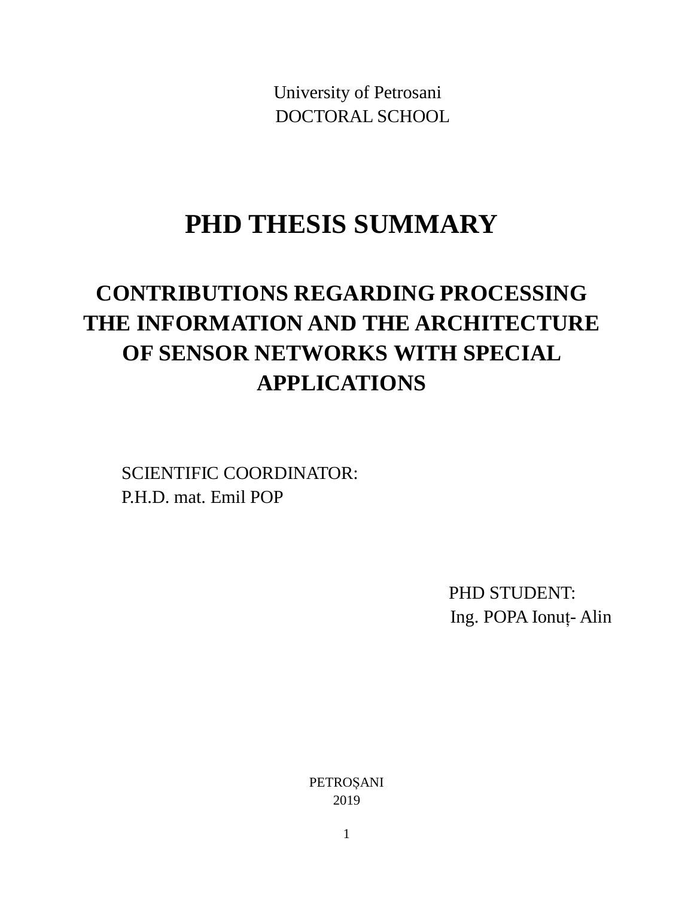University of Petrosani
DOCTORAL SCHOOL

# PHD THESIS SUMMARY

## CONTRIBUTIONS REGARDING PROCESSING THE INFORMATION AND THE ARCHITECTURE OF SENSOR NETWORKS WITH SPECIAL APPLICATIONS

SCIENTIFIC COORDINATOR:
P.H.D. mat. Emil POP

PHD STUDENT:
Ing. POPA Ionuț- Alin

PETROȘANI
2019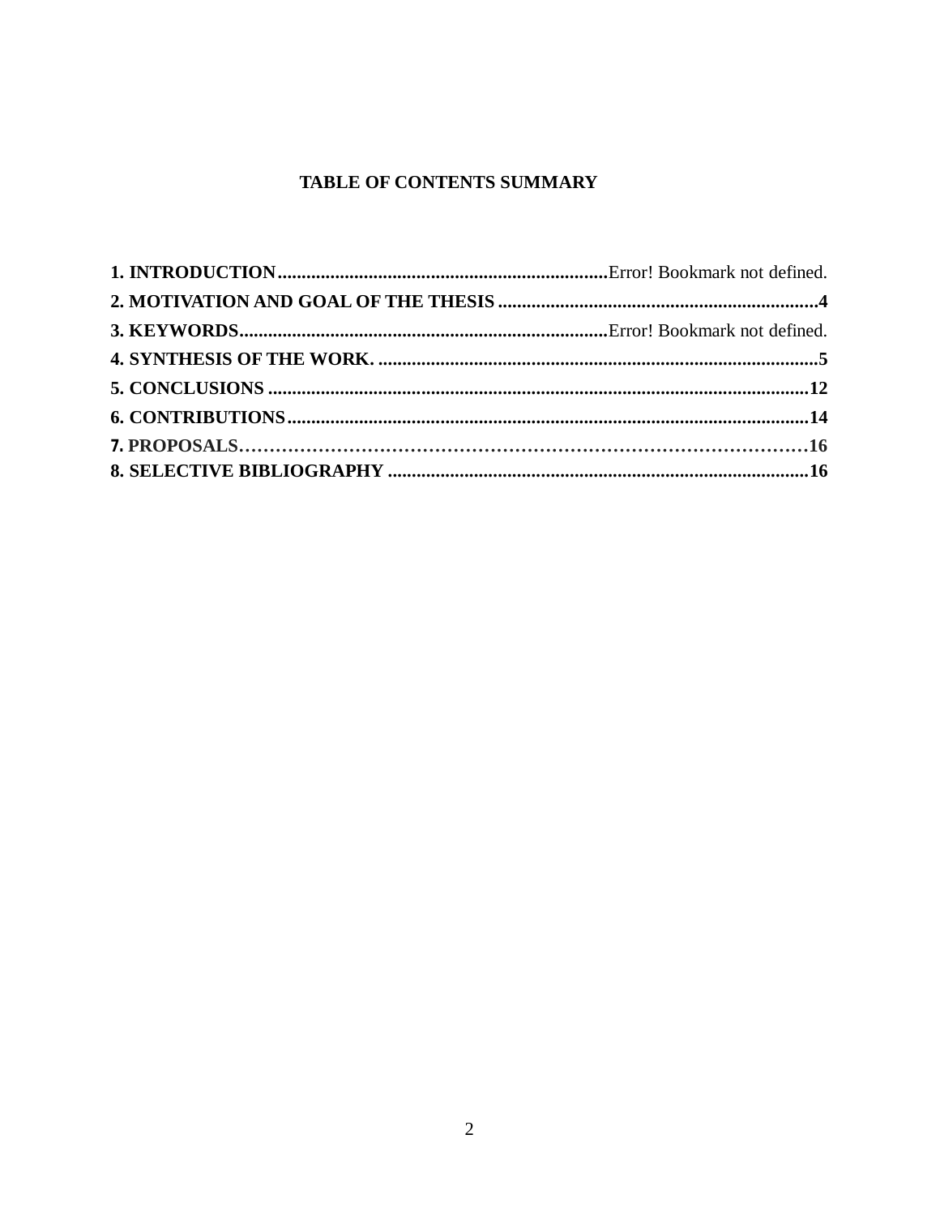**TABLE OF CONTENTS SUMMARY**

**1. INTRODUCTION**....................................................................Error! Bookmark not defined.
**2. MOTIVATION AND GOAL OF THE THESIS**...................................................................4
**3. KEYWORDS**...........................................................................Error! Bookmark not defined.
**4. SYNTHESIS OF THE WORK.**...........................................................................................5
**5. CONCLUSIONS**...............................................................................................................12
**6. CONTRIBUTIONS**...........................................................................................................14
**7. PROPOSALS**………………………………………………………………………………16
**8. SELECTIVE BIBLIOGRAPHY**.......................................................................................16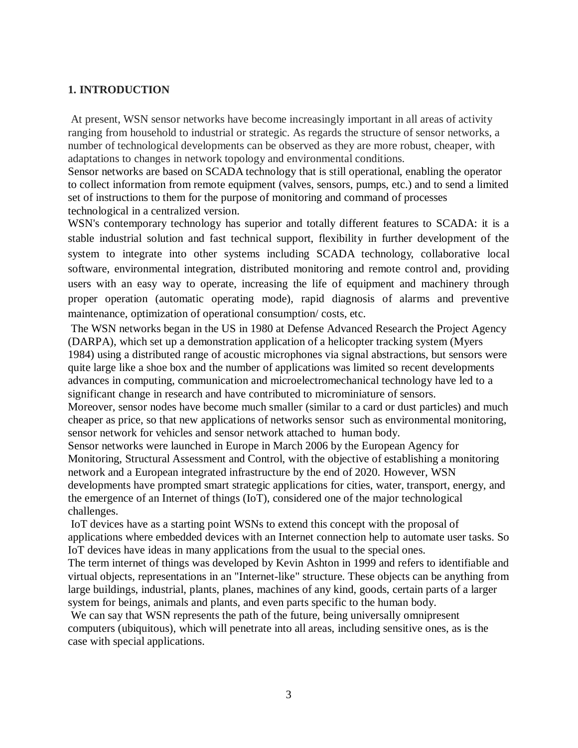## 1. INTRODUCTION

At present, WSN sensor networks have become increasingly important in all areas of activity ranging from household to industrial or strategic. As regards the structure of sensor networks, a number of technological developments can be observed as they are more robust, cheaper, with adaptations to changes in network topology and environmental conditions.

Sensor networks are based on SCADA technology that is still operational, enabling the operator to collect information from remote equipment (valves, sensors, pumps, etc.) and to send a limited set of instructions to them for the purpose of monitoring and command of processes technological in a centralized version.

WSN's contemporary technology has superior and totally different features to SCADA: it is a stable industrial solution and fast technical support, flexibility in further development of the system to integrate into other systems including SCADA technology, collaborative local software, environmental integration, distributed monitoring and remote control and, providing users with an easy way to operate, increasing the life of equipment and machinery through proper operation (automatic operating mode), rapid diagnosis of alarms and preventive maintenance, optimization of operational consumption/ costs, etc.

The WSN networks began in the US in 1980 at Defense Advanced Research the Project Agency (DARPA), which set up a demonstration application of a helicopter tracking system (Myers 1984) using a distributed range of acoustic microphones via signal abstractions, but sensors were quite large like a shoe box and the number of applications was limited so recent developments advances in computing, communication and microelectromechanical technology have led to a significant change in research and have contributed to microminiature of sensors.

Moreover, sensor nodes have become much smaller (similar to a card or dust particles) and much cheaper as price, so that new applications of networks sensor such as environmental monitoring, sensor network for vehicles and sensor network attached to human body.

Sensor networks were launched in Europe in March 2006 by the European Agency for Monitoring, Structural Assessment and Control, with the objective of establishing a monitoring network and a European integrated infrastructure by the end of 2020. However, WSN developments have prompted smart strategic applications for cities, water, transport, energy, and the emergence of an Internet of things (IoT), considered one of the major technological challenges.

IoT devices have as a starting point WSNs to extend this concept with the proposal of applications where embedded devices with an Internet connection help to automate user tasks. So IoT devices have ideas in many applications from the usual to the special ones.

The term internet of things was developed by Kevin Ashton in 1999 and refers to identifiable and virtual objects, representations in an "Internet-like" structure. These objects can be anything from large buildings, industrial, plants, planes, machines of any kind, goods, certain parts of a larger system for beings, animals and plants, and even parts specific to the human body.

We can say that WSN represents the path of the future, being universally omnipresent computers (ubiquitous), which will penetrate into all areas, including sensitive ones, as is the case with special applications.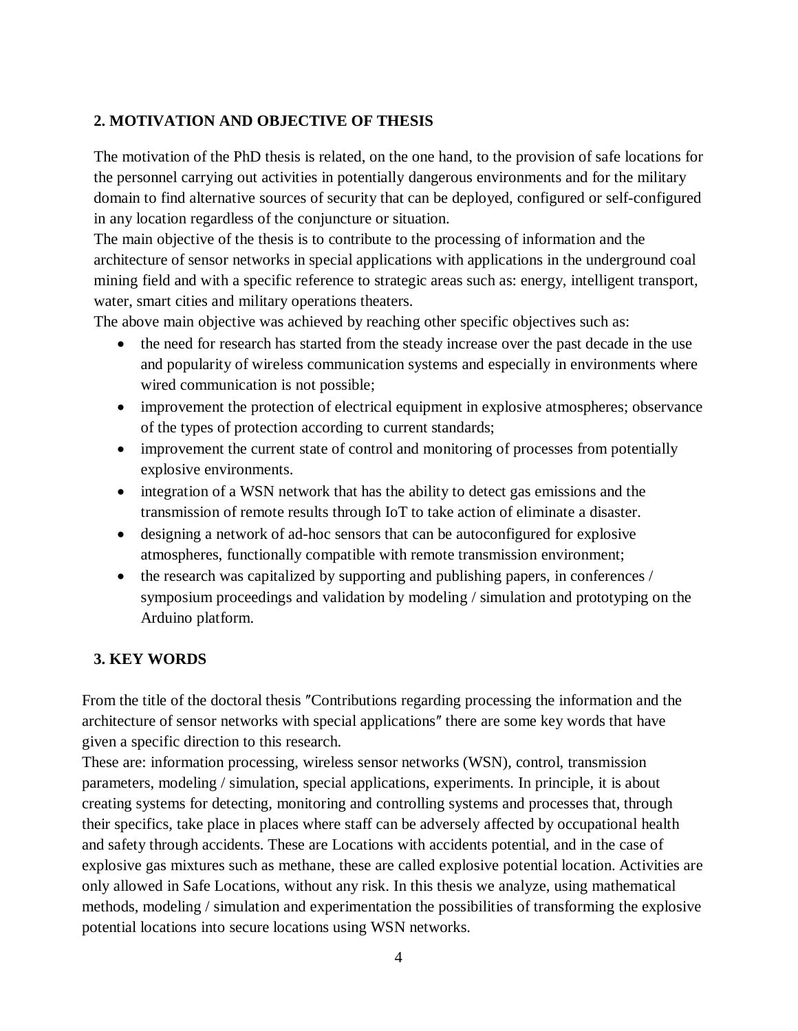## 2. MOTIVATION AND OBJECTIVE OF THESIS

The motivation of the PhD thesis is related, on the one hand, to the provision of safe locations for the personnel carrying out activities in potentially dangerous environments and for the military domain to find alternative sources of security that can be deployed, configured or self-configured in any location regardless of the conjuncture or situation.

The main objective of the thesis is to contribute to the processing of information and the architecture of sensor networks in special applications with applications in the underground coal mining field and with a specific reference to strategic areas such as: energy, intelligent transport, water, smart cities and military operations theaters.

The above main objective was achieved by reaching other specific objectives such as:

- the need for research has started from the steady increase over the past decade in the use and popularity of wireless communication systems and especially in environments where wired communication is not possible;
- improvement the protection of electrical equipment in explosive atmospheres; observance of the types of protection according to current standards;
- improvement the current state of control and monitoring of processes from potentially explosive environments.
- integration of a WSN network that has the ability to detect gas emissions and the transmission of remote results through IoT to take action of eliminate a disaster.
- designing a network of ad-hoc sensors that can be autoconfigured for explosive atmospheres, functionally compatible with remote transmission environment;
- the research was capitalized by supporting and publishing papers, in conferences / symposium proceedings and validation by modeling / simulation and prototyping on the Arduino platform.

## 3. KEY WORDS

From the title of the doctoral thesis ″Contributions regarding processing the information and the architecture of sensor networks with special applications″ there are some key words that have given a specific direction to this research.

These are: information processing, wireless sensor networks (WSN), control, transmission parameters, modeling / simulation, special applications, experiments. In principle, it is about creating systems for detecting, monitoring and controlling systems and processes that, through their specifics, take place in places where staff can be adversely affected by occupational health and safety through accidents. These are Locations with accidents potential, and in the case of explosive gas mixtures such as methane, these are called explosive potential location. Activities are only allowed in Safe Locations, without any risk. In this thesis we analyze, using mathematical methods, modeling / simulation and experimentation the possibilities of transforming the explosive potential locations into secure locations using WSN networks.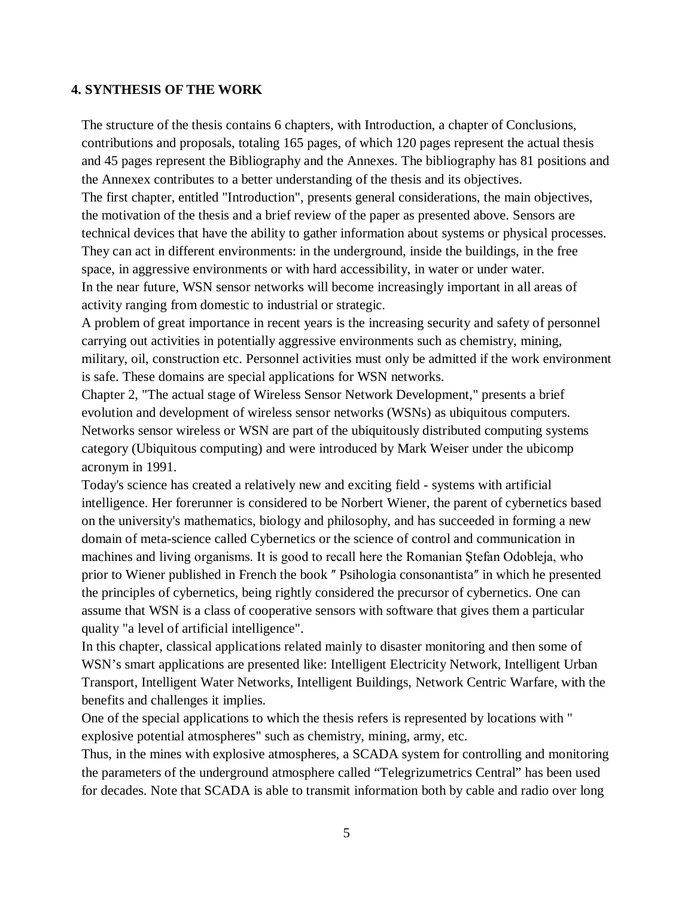## 4. SYNTHESIS OF THE WORK

The structure of the thesis contains 6 chapters, with Introduction, a chapter of Conclusions, contributions and proposals, totaling 165 pages, of which 120 pages represent the actual thesis and 45 pages represent the Bibliography and the Annexes. The bibliography has 81 positions and the Annexex contributes to a better understanding of the thesis and its objectives.

The first chapter, entitled "Introduction", presents general considerations, the main objectives, the motivation of the thesis and a brief review of the paper as presented above. Sensors are technical devices that have the ability to gather information about systems or physical processes. They can act in different environments: in the underground, inside the buildings, in the free space, in aggressive environments or with hard accessibility, in water or under water.

In the near future, WSN sensor networks will become increasingly important in all areas of activity ranging from domestic to industrial or strategic.

A problem of great importance in recent years is the increasing security and safety of personnel carrying out activities in potentially aggressive environments such as chemistry, mining, military, oil, construction etc. Personnel activities must only be admitted if the work environment is safe. These domains are special applications for WSN networks.

Chapter 2, "The actual stage of Wireless Sensor Network Development," presents a brief evolution and development of wireless sensor networks (WSNs) as ubiquitous computers. Networks sensor wireless or WSN are part of the ubiquitously distributed computing systems category (Ubiquitous computing) and were introduced by Mark Weiser under the ubicomp acronym in 1991.

Today's science has created a relatively new and exciting field - systems with artificial intelligence. Her forerunner is considered to be Norbert Wiener, the parent of cybernetics based on the university's mathematics, biology and philosophy, and has succeeded in forming a new domain of meta-science called Cybernetics or the science of control and communication in machines and living organisms. It is good to recall here the Romanian Ștefan Odobleja, who prior to Wiener published in French the book ″ Psihologia consonantista″ in which he presented the principles of cybernetics, being rightly considered the precursor of cybernetics. One can assume that WSN is a class of cooperative sensors with software that gives them a particular quality "a level of artificial intelligence".

In this chapter, classical applications related mainly to disaster monitoring and then some of WSN's smart applications are presented like: Intelligent Electricity Network, Intelligent Urban Transport, Intelligent Water Networks, Intelligent Buildings, Network Centric Warfare, with the benefits and challenges it implies.

One of the special applications to which the thesis refers is represented by locations with " explosive potential atmospheres" such as chemistry, mining, army, etc.

Thus, in the mines with explosive atmospheres, a SCADA system for controlling and monitoring the parameters of the underground atmosphere called "Telegrizumetrics Central" has been used for decades. Note that SCADA is able to transmit information both by cable and radio over long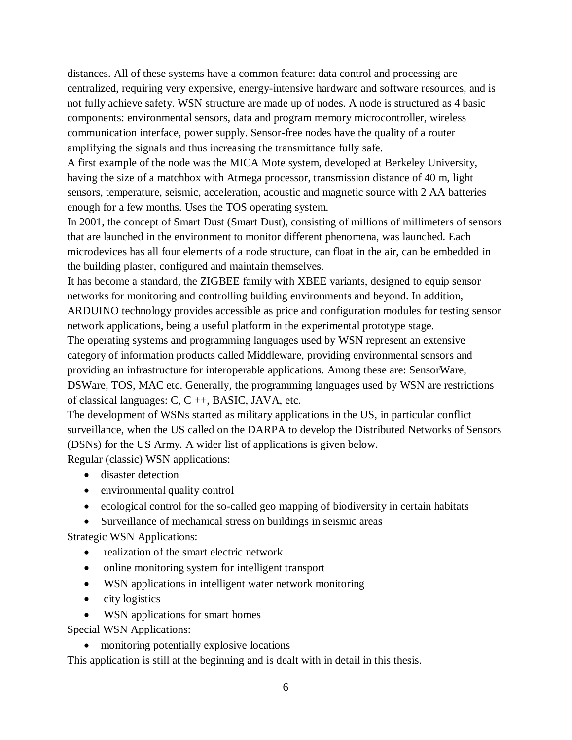distances. All of these systems have a common feature: data control and processing are centralized, requiring very expensive, energy-intensive hardware and software resources, and is not fully achieve safety. WSN structure are made up of nodes. A node is structured as 4 basic components: environmental sensors, data and program memory microcontroller, wireless communication interface, power supply. Sensor-free nodes have the quality of a router amplifying the signals and thus increasing the transmittance fully safe.

A first example of the node was the MICA Mote system, developed at Berkeley University, having the size of a matchbox with Atmega processor, transmission distance of 40 m, light sensors, temperature, seismic, acceleration, acoustic and magnetic source with 2 AA batteries enough for a few months. Uses the TOS operating system.

In 2001, the concept of Smart Dust (Smart Dust), consisting of millions of millimeters of sensors that are launched in the environment to monitor different phenomena, was launched. Each microdevices has all four elements of a node structure, can float in the air, can be embedded in the building plaster, configured and maintain themselves.

It has become a standard, the ZIGBEE family with XBEE variants, designed to equip sensor networks for monitoring and controlling building environments and beyond. In addition, ARDUINO technology provides accessible as price and configuration modules for testing sensor network applications, being a useful platform in the experimental prototype stage.

The operating systems and programming languages used by WSN represent an extensive category of information products called Middleware, providing environmental sensors and providing an infrastructure for interoperable applications. Among these are: SensorWare, DSWare, TOS, MAC etc. Generally, the programming languages used by WSN are restrictions of classical languages: C, C ++, BASIC, JAVA, etc.

The development of WSNs started as military applications in the US, in particular conflict surveillance, when the US called on the DARPA to develop the Distributed Networks of Sensors (DSNs) for the US Army. A wider list of applications is given below.

Regular (classic) WSN applications:

- disaster detection
- environmental quality control
- ecological control for the so-called geo mapping of biodiversity in certain habitats
- Surveillance of mechanical stress on buildings in seismic areas

Strategic WSN Applications:

- realization of the smart electric network
- online monitoring system for intelligent transport
- WSN applications in intelligent water network monitoring
- city logistics
- WSN applications for smart homes

Special WSN Applications:

- monitoring potentially explosive locations

This application is still at the beginning and is dealt with in detail in this thesis.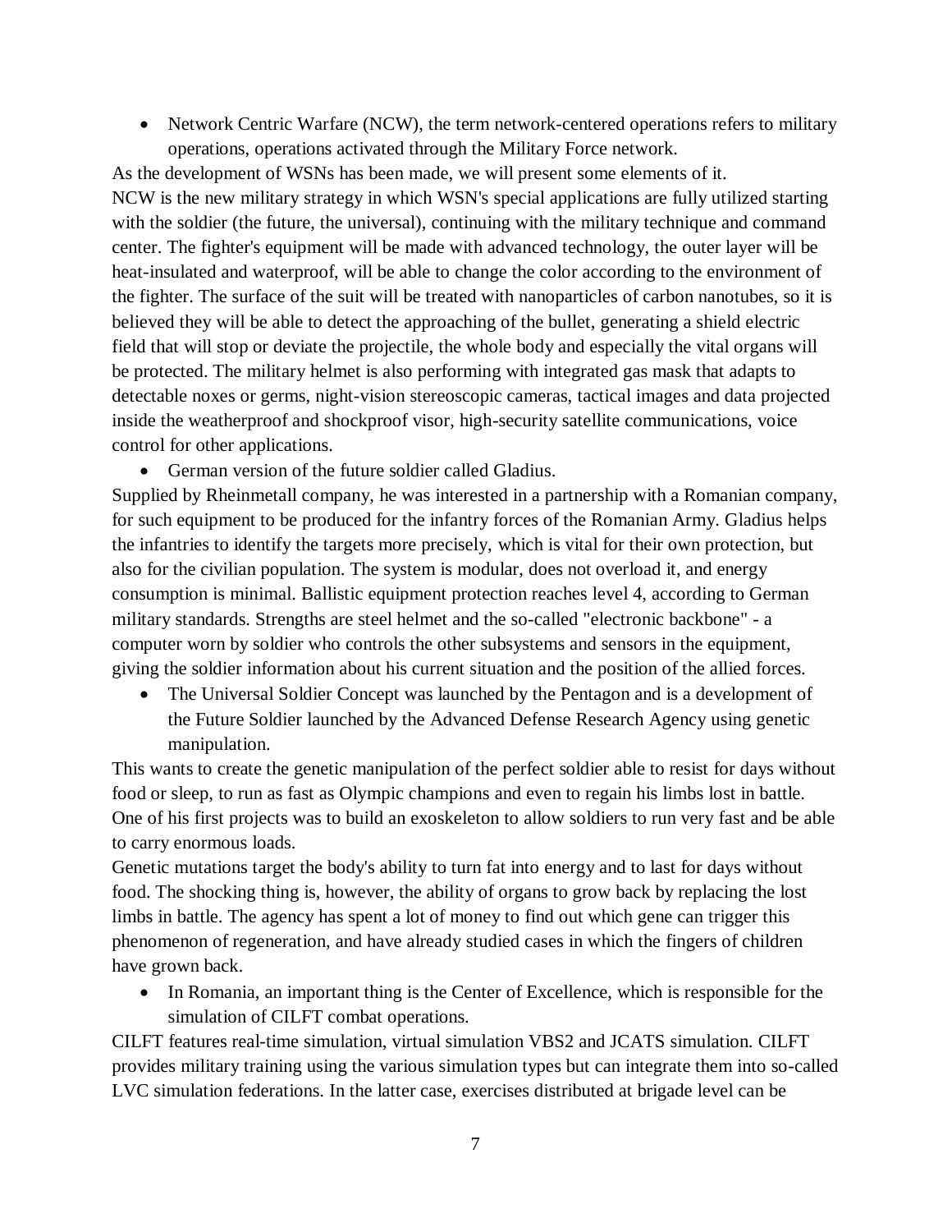- Network Centric Warfare (NCW), the term network-centered operations refers to military operations, operations activated through the Military Force network.

As the development of WSNs has been made, we will present some elements of it.
NCW is the new military strategy in which WSN's special applications are fully utilized starting with the soldier (the future, the universal), continuing with the military technique and command center. The fighter's equipment will be made with advanced technology, the outer layer will be heat-insulated and waterproof, will be able to change the color according to the environment of the fighter. The surface of the suit will be treated with nanoparticles of carbon nanotubes, so it is believed they will be able to detect the approaching of the bullet, generating a shield electric field that will stop or deviate the projectile, the whole body and especially the vital organs will be protected. The military helmet is also performing with integrated gas mask that adapts to detectable noxes or germs, night-vision stereoscopic cameras, tactical images and data projected inside the weatherproof and shockproof visor, high-security satellite communications, voice control for other applications.

- German version of the future soldier called Gladius.

Supplied by Rheinmetall company, he was interested in a partnership with a Romanian company, for such equipment to be produced for the infantry forces of the Romanian Army. Gladius helps the infantries to identify the targets more precisely, which is vital for their own protection, but also for the civilian population. The system is modular, does not overload it, and energy consumption is minimal. Ballistic equipment protection reaches level 4, according to German military standards. Strengths are steel helmet and the so-called "electronic backbone" - a computer worn by soldier who controls the other subsystems and sensors in the equipment, giving the soldier information about his current situation and the position of the allied forces.

- The Universal Soldier Concept was launched by the Pentagon and is a development of the Future Soldier launched by the Advanced Defense Research Agency using genetic manipulation.

This wants to create the genetic manipulation of the perfect soldier able to resist for days without food or sleep, to run as fast as Olympic champions and even to regain his limbs lost in battle. One of his first projects was to build an exoskeleton to allow soldiers to run very fast and be able to carry enormous loads.
Genetic mutations target the body's ability to turn fat into energy and to last for days without food. The shocking thing is, however, the ability of organs to grow back by replacing the lost limbs in battle. The agency has spent a lot of money to find out which gene can trigger this phenomenon of regeneration, and have already studied cases in which the fingers of children have grown back.

- In Romania, an important thing is the Center of Excellence, which is responsible for the simulation of CILFT combat operations.

CILFT features real-time simulation, virtual simulation VBS2 and JCATS simulation. CILFT provides military training using the various simulation types but can integrate them into so-called LVC simulation federations. In the latter case, exercises distributed at brigade level can be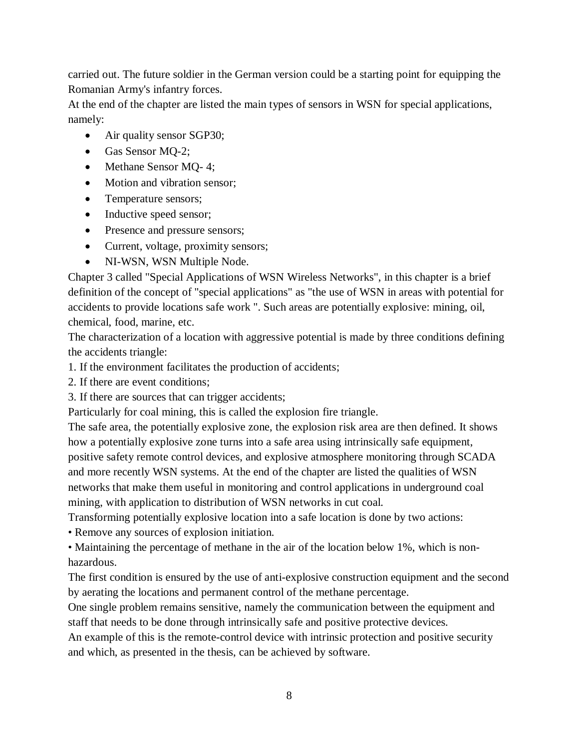carried out. The future soldier in the German version could be a starting point for equipping the Romanian Army's infantry forces.

At the end of the chapter are listed the main types of sensors in WSN for special applications, namely:

- Air quality sensor SGP30;
- Gas Sensor MQ-2;
- Methane Sensor MQ- 4;
- Motion and vibration sensor;
- Temperature sensors;
- Inductive speed sensor;
- Presence and pressure sensors;
- Current, voltage, proximity sensors;
- NI-WSN, WSN Multiple Node.

Chapter 3 called "Special Applications of WSN Wireless Networks", in this chapter is a brief definition of the concept of "special applications" as "the use of WSN in areas with potential for accidents to provide locations safe work ". Such areas are potentially explosive: mining, oil, chemical, food, marine, etc.

The characterization of a location with aggressive potential is made by three conditions defining the accidents triangle:

1. If the environment facilitates the production of accidents;
2. If there are event conditions;
3. If there are sources that can trigger accidents;

Particularly for coal mining, this is called the explosion fire triangle.

The safe area, the potentially explosive zone, the explosion risk area are then defined. It shows how a potentially explosive zone turns into a safe area using intrinsically safe equipment, positive safety remote control devices, and explosive atmosphere monitoring through SCADA and more recently WSN systems. At the end of the chapter are listed the qualities of WSN networks that make them useful in monitoring and control applications in underground coal mining, with application to distribution of WSN networks in cut coal.

Transforming potentially explosive location into a safe location is done by two actions:

• Remove any sources of explosion initiation.

• Maintaining the percentage of methane in the air of the location below 1%, which is non-hazardous.

The first condition is ensured by the use of anti-explosive construction equipment and the second by aerating the locations and permanent control of the methane percentage.

One single problem remains sensitive, namely the communication between the equipment and staff that needs to be done through intrinsically safe and positive protective devices.

An example of this is the remote-control device with intrinsic protection and positive security and which, as presented in the thesis, can be achieved by software.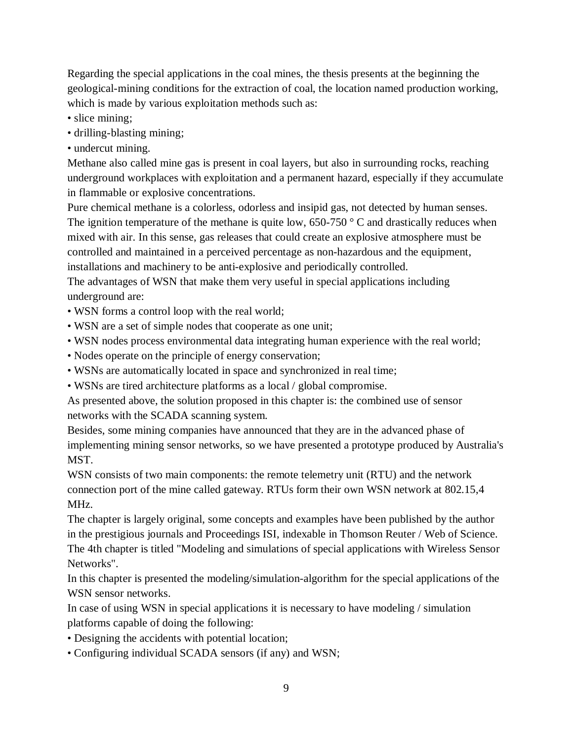Regarding the special applications in the coal mines, the thesis presents at the beginning the geological-mining conditions for the extraction of coal, the location named production working, which is made by various exploitation methods such as:

- slice mining;
- drilling-blasting mining;
- undercut mining.

Methane also called mine gas is present in coal layers, but also in surrounding rocks, reaching underground workplaces with exploitation and a permanent hazard, especially if they accumulate in flammable or explosive concentrations.

Pure chemical methane is a colorless, odorless and insipid gas, not detected by human senses. The ignition temperature of the methane is quite low, 650-750 ° C and drastically reduces when mixed with air. In this sense, gas releases that could create an explosive atmosphere must be controlled and maintained in a perceived percentage as non-hazardous and the equipment, installations and machinery to be anti-explosive and periodically controlled.

The advantages of WSN that make them very useful in special applications including underground are:

- WSN forms a control loop with the real world;
- WSN are a set of simple nodes that cooperate as one unit;
- WSN nodes process environmental data integrating human experience with the real world;
- Nodes operate on the principle of energy conservation;
- WSNs are automatically located in space and synchronized in real time;
- WSNs are tired architecture platforms as a local / global compromise.

As presented above, the solution proposed in this chapter is: the combined use of sensor networks with the SCADA scanning system.

Besides, some mining companies have announced that they are in the advanced phase of implementing mining sensor networks, so we have presented a prototype produced by Australia's MST.

WSN consists of two main components: the remote telemetry unit (RTU) and the network connection port of the mine called gateway. RTUs form their own WSN network at 802.15,4 MHz.

The chapter is largely original, some concepts and examples have been published by the author in the prestigious journals and Proceedings ISI, indexable in Thomson Reuter / Web of Science.

The 4th chapter is titled "Modeling and simulations of special applications with Wireless Sensor Networks".

In this chapter is presented the modeling/simulation-algorithm for the special applications of the WSN sensor networks.

In case of using WSN in special applications it is necessary to have modeling / simulation platforms capable of doing the following:

- Designing the accidents with potential location;
- Configuring individual SCADA sensors (if any) and WSN;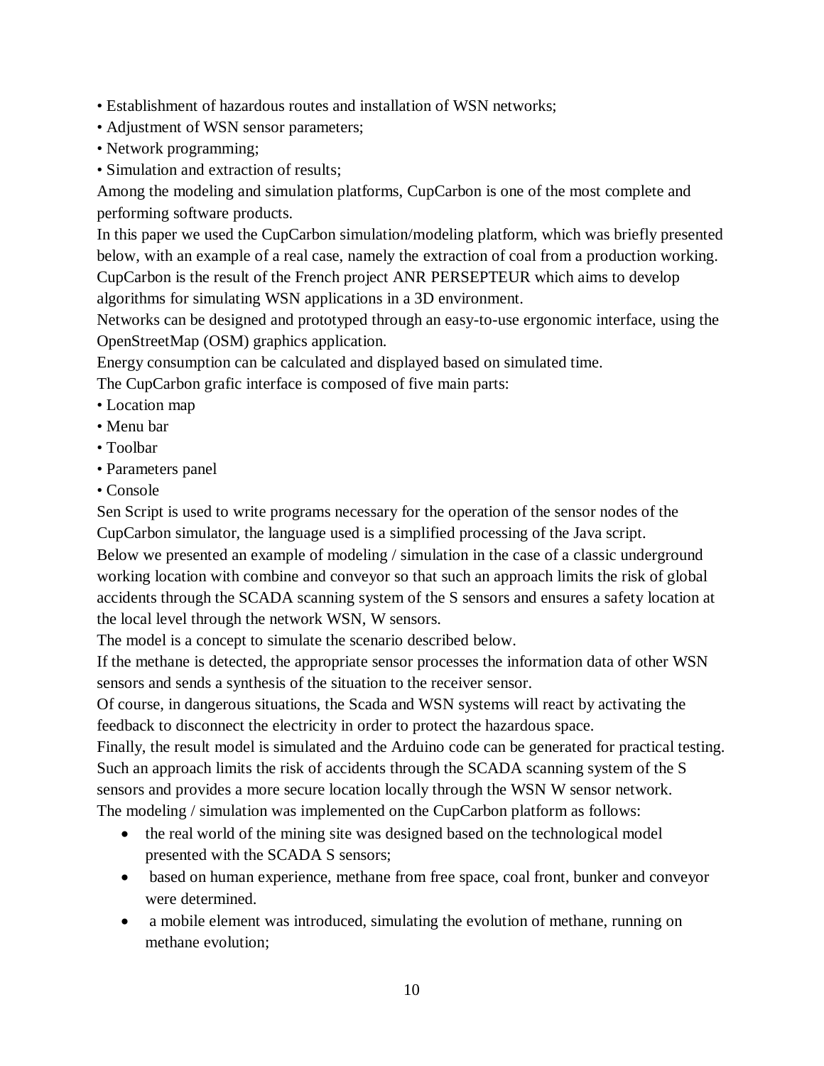- Establishment of hazardous routes and installation of WSN networks;
- Adjustment of WSN sensor parameters;
- Network programming;
- Simulation and extraction of results;

Among the modeling and simulation platforms, CupCarbon is one of the most complete and performing software products.

In this paper we used the CupCarbon simulation/modeling platform, which was briefly presented below, with an example of a real case, namely the extraction of coal from a production working.

CupCarbon is the result of the French project ANR PERSEPTEUR which aims to develop algorithms for simulating WSN applications in a 3D environment.

Networks can be designed and prototyped through an easy-to-use ergonomic interface, using the OpenStreetMap (OSM) graphics application.

Energy consumption can be calculated and displayed based on simulated time.

The CupCarbon grafic interface is composed of five main parts:

- Location map
- Menu bar
- Toolbar
- Parameters panel
- Console

Sen Script is used to write programs necessary for the operation of the sensor nodes of the CupCarbon simulator, the language used is a simplified processing of the Java script.

Below we presented an example of modeling / simulation in the case of a classic underground working location with combine and conveyor so that such an approach limits the risk of global accidents through the SCADA scanning system of the S sensors and ensures a safety location at the local level through the network WSN, W sensors.

The model is a concept to simulate the scenario described below.

If the methane is detected, the appropriate sensor processes the information data of other WSN sensors and sends a synthesis of the situation to the receiver sensor.

Of course, in dangerous situations, the Scada and WSN systems will react by activating the feedback to disconnect the electricity in order to protect the hazardous space.

Finally, the result model is simulated and the Arduino code can be generated for practical testing.

Such an approach limits the risk of accidents through the SCADA scanning system of the S sensors and provides a more secure location locally through the WSN W sensor network.

The modeling / simulation was implemented on the CupCarbon platform as follows:

- the real world of the mining site was designed based on the technological model presented with the SCADA S sensors;
- based on human experience, methane from free space, coal front, bunker and conveyor were determined.
- a mobile element was introduced, simulating the evolution of methane, running on methane evolution;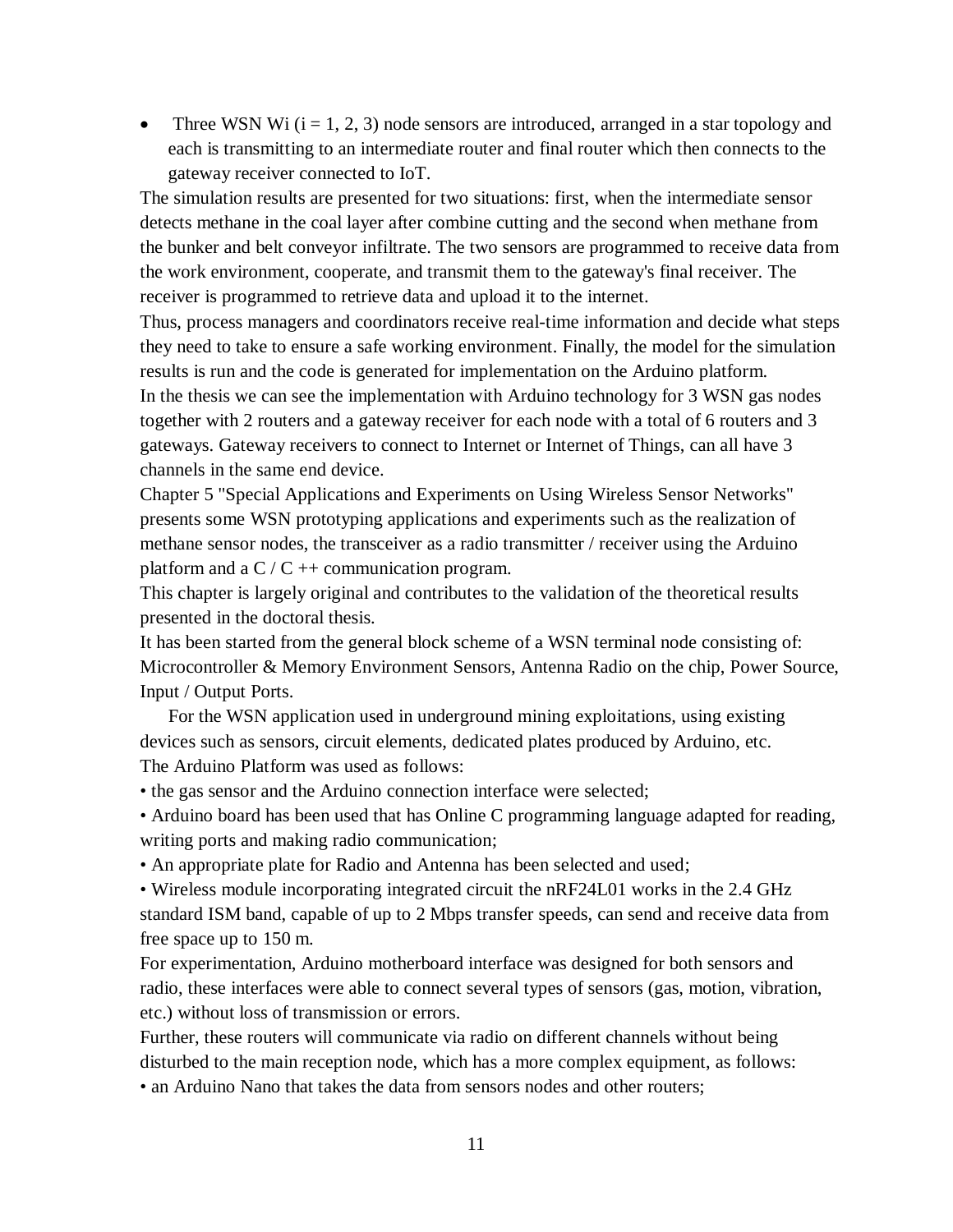- Three WSN Wi (i = 1, 2, 3) node sensors are introduced, arranged in a star topology and each is transmitting to an intermediate router and final router which then connects to the gateway receiver connected to IoT.

The simulation results are presented for two situations: first, when the intermediate sensor detects methane in the coal layer after combine cutting and the second when methane from the bunker and belt conveyor infiltrate. The two sensors are programmed to receive data from the work environment, cooperate, and transmit them to the gateway's final receiver. The receiver is programmed to retrieve data and upload it to the internet.

Thus, process managers and coordinators receive real-time information and decide what steps they need to take to ensure a safe working environment. Finally, the model for the simulation results is run and the code is generated for implementation on the Arduino platform.

In the thesis we can see the implementation with Arduino technology for 3 WSN gas nodes together with 2 routers and a gateway receiver for each node with a total of 6 routers and 3 gateways. Gateway receivers to connect to Internet or Internet of Things, can all have 3 channels in the same end device.

Chapter 5 "Special Applications and Experiments on Using Wireless Sensor Networks" presents some WSN prototyping applications and experiments such as the realization of methane sensor nodes, the transceiver as a radio transmitter / receiver using the Arduino platform and a C / C ++ communication program.

This chapter is largely original and contributes to the validation of the theoretical results presented in the doctoral thesis.

It has been started from the general block scheme of a WSN terminal node consisting of: Microcontroller & Memory Environment Sensors, Antenna Radio on the chip, Power Source, Input / Output Ports.

For the WSN application used in underground mining exploitations, using existing devices such as sensors, circuit elements, dedicated plates produced by Arduino, etc.

The Arduino Platform was used as follows:

- the gas sensor and the Arduino connection interface were selected;
- Arduino board has been used that has Online C programming language adapted for reading, writing ports and making radio communication;
- An appropriate plate for Radio and Antenna has been selected and used;
- Wireless module incorporating integrated circuit the nRF24L01 works in the 2.4 GHz standard ISM band, capable of up to 2 Mbps transfer speeds, can send and receive data from free space up to 150 m.

For experimentation, Arduino motherboard interface was designed for both sensors and radio, these interfaces were able to connect several types of sensors (gas, motion, vibration, etc.) without loss of transmission or errors.

Further, these routers will communicate via radio on different channels without being disturbed to the main reception node, which has a more complex equipment, as follows:

- an Arduino Nano that takes the data from sensors nodes and other routers;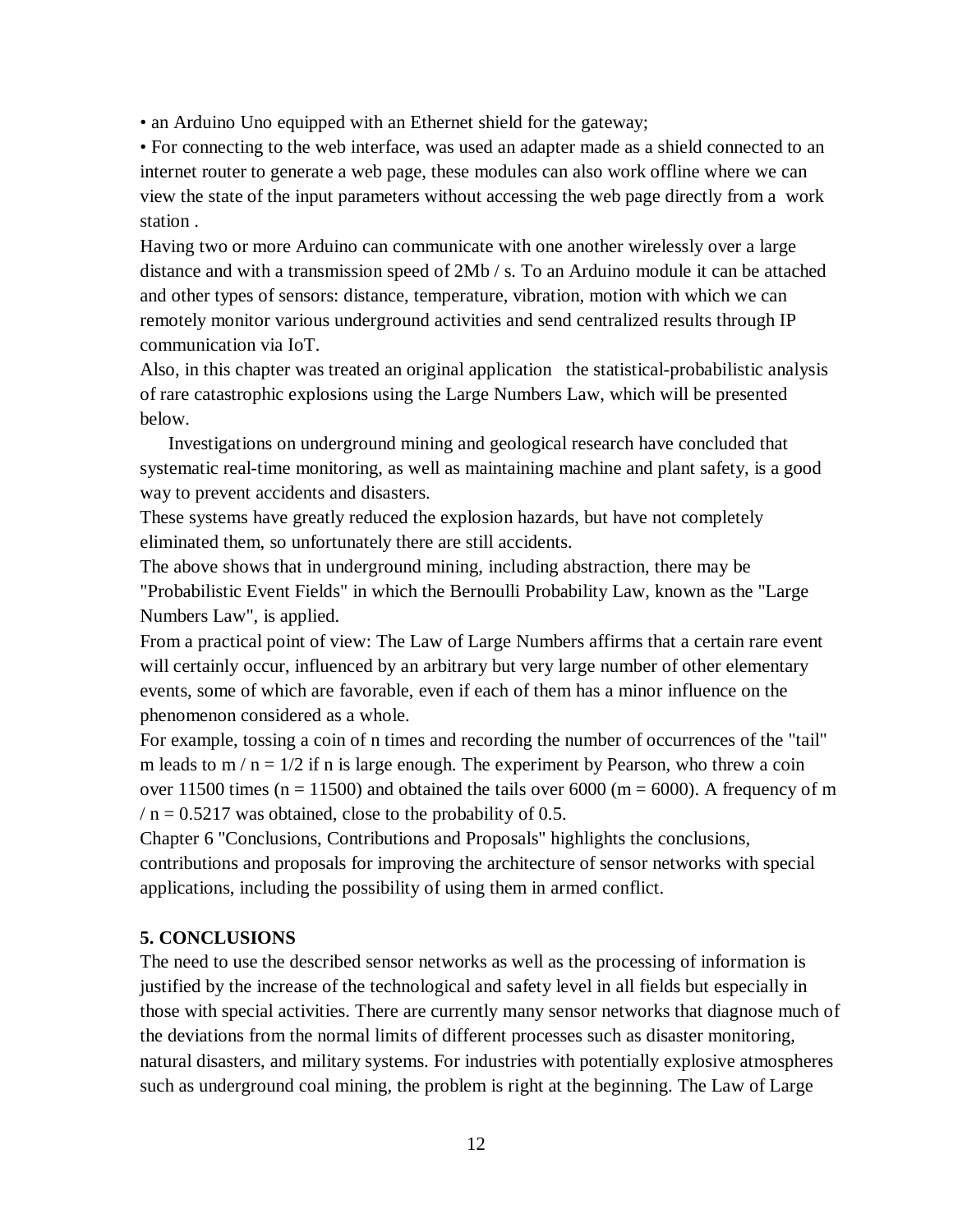- an Arduino Uno equipped with an Ethernet shield for the gateway;
- For connecting to the web interface, was used an adapter made as a shield connected to an internet router to generate a web page, these modules can also work offline where we can view the state of the input parameters without accessing the web page directly from a work station .

Having two or more Arduino can communicate with one another wirelessly over a large distance and with a transmission speed of 2Mb / s. To an Arduino module it can be attached and other types of sensors: distance, temperature, vibration, motion with which we can remotely monitor various underground activities and send centralized results through IP communication via IoT.

Also, in this chapter was treated an original application the statistical-probabilistic analysis of rare catastrophic explosions using the Large Numbers Law, which will be presented below.

Investigations on underground mining and geological research have concluded that systematic real-time monitoring, as well as maintaining machine and plant safety, is a good way to prevent accidents and disasters.

These systems have greatly reduced the explosion hazards, but have not completely eliminated them, so unfortunately there are still accidents.

The above shows that in underground mining, including abstraction, there may be "Probabilistic Event Fields" in which the Bernoulli Probability Law, known as the "Large Numbers Law", is applied.

From a practical point of view: The Law of Large Numbers affirms that a certain rare event will certainly occur, influenced by an arbitrary but very large number of other elementary events, some of which are favorable, even if each of them has a minor influence on the phenomenon considered as a whole.

For example, tossing a coin of n times and recording the number of occurrences of the "tail" m leads to $m / n = 1/2$ if n is large enough. The experiment by Pearson, who threw a coin over 11500 times ($n = 11500$) and obtained the tails over 6000 ($m = 6000$). A frequency of $m / n = 0.5217$ was obtained, close to the probability of 0.5.

Chapter 6 "Conclusions, Contributions and Proposals" highlights the conclusions, contributions and proposals for improving the architecture of sensor networks with special applications, including the possibility of using them in armed conflict.

**5. CONCLUSIONS**

The need to use the described sensor networks as well as the processing of information is justified by the increase of the technological and safety level in all fields but especially in those with special activities. There are currently many sensor networks that diagnose much of the deviations from the normal limits of different processes such as disaster monitoring, natural disasters, and military systems. For industries with potentially explosive atmospheres such as underground coal mining, the problem is right at the beginning. The Law of Large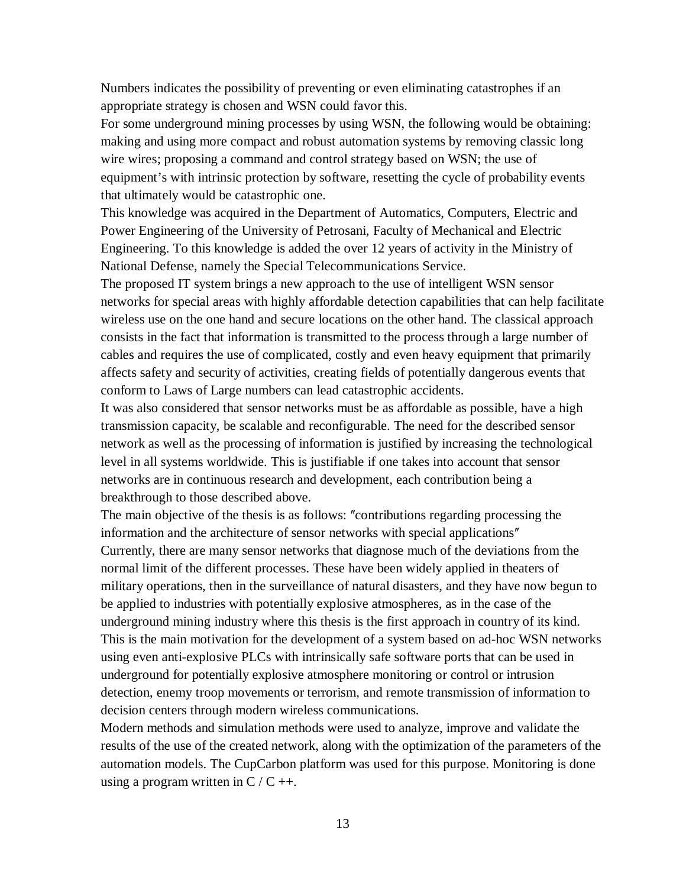Numbers indicates the possibility of preventing or even eliminating catastrophes if an appropriate strategy is chosen and WSN could favor this.

For some underground mining processes by using WSN, the following would be obtaining: making and using more compact and robust automation systems by removing classic long wire wires; proposing a command and control strategy based on WSN; the use of equipment's with intrinsic protection by software, resetting the cycle of probability events that ultimately would be catastrophic one.

This knowledge was acquired in the Department of Automatics, Computers, Electric and Power Engineering of the University of Petrosani, Faculty of Mechanical and Electric Engineering. To this knowledge is added the over 12 years of activity in the Ministry of National Defense, namely the Special Telecommunications Service.

The proposed IT system brings a new approach to the use of intelligent WSN sensor networks for special areas with highly affordable detection capabilities that can help facilitate wireless use on the one hand and secure locations on the other hand. The classical approach consists in the fact that information is transmitted to the process through a large number of cables and requires the use of complicated, costly and even heavy equipment that primarily affects safety and security of activities, creating fields of potentially dangerous events that conform to Laws of Large numbers can lead catastrophic accidents.

It was also considered that sensor networks must be as affordable as possible, have a high transmission capacity, be scalable and reconfigurable. The need for the described sensor network as well as the processing of information is justified by increasing the technological level in all systems worldwide. This is justifiable if one takes into account that sensor networks are in continuous research and development, each contribution being a breakthrough to those described above.

The main objective of the thesis is as follows: ″contributions regarding processing the information and the architecture of sensor networks with special applications″

Currently, there are many sensor networks that diagnose much of the deviations from the normal limit of the different processes. These have been widely applied in theaters of military operations, then in the surveillance of natural disasters, and they have now begun to be applied to industries with potentially explosive atmospheres, as in the case of the underground mining industry where this thesis is the first approach in country of its kind. This is the main motivation for the development of a system based on ad-hoc WSN networks using even anti-explosive PLCs with intrinsically safe software ports that can be used in underground for potentially explosive atmosphere monitoring or control or intrusion detection, enemy troop movements or terrorism, and remote transmission of information to decision centers through modern wireless communications.

Modern methods and simulation methods were used to analyze, improve and validate the results of the use of the created network, along with the optimization of the parameters of the automation models. The CupCarbon platform was used for this purpose. Monitoring is done using a program written in C / C ++.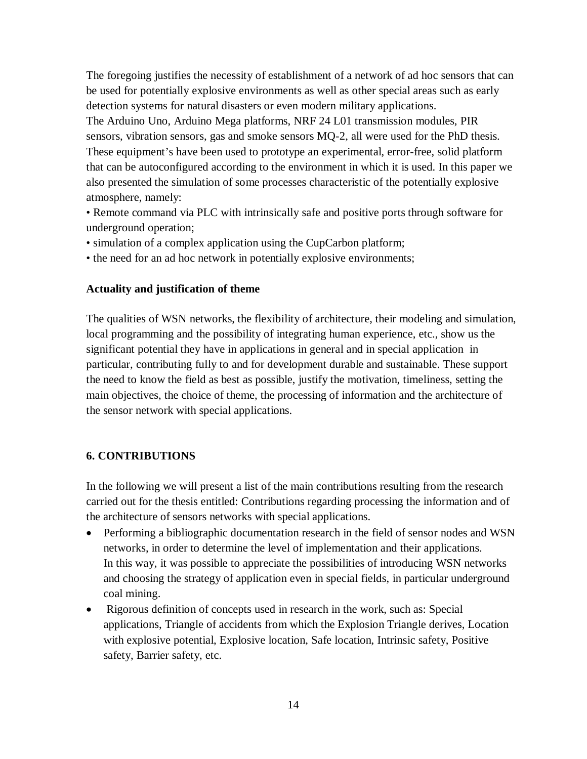The foregoing justifies the necessity of establishment of a network of ad hoc sensors that can be used for potentially explosive environments as well as other special areas such as early detection systems for natural disasters or even modern military applications.

The Arduino Uno, Arduino Mega platforms, NRF 24 L01 transmission modules, PIR sensors, vibration sensors, gas and smoke sensors MQ-2, all were used for the PhD thesis. These equipment's have been used to prototype an experimental, error-free, solid platform that can be autoconfigured according to the environment in which it is used. In this paper we also presented the simulation of some processes characteristic of the potentially explosive atmosphere, namely:

- Remote command via PLC with intrinsically safe and positive ports through software for underground operation;
- simulation of a complex application using the CupCarbon platform;
- the need for an ad hoc network in potentially explosive environments;

**Actuality and justification of theme**

The qualities of WSN networks, the flexibility of architecture, their modeling and simulation, local programming and the possibility of integrating human experience, etc., show us the significant potential they have in applications in general and in special application in particular, contributing fully to and for development durable and sustainable. These support the need to know the field as best as possible, justify the motivation, timeliness, setting the main objectives, the choice of theme, the processing of information and the architecture of the sensor network with special applications.

## 6. CONTRIBUTIONS

In the following we will present a list of the main contributions resulting from the research carried out for the thesis entitled: Contributions regarding processing the information and of the architecture of sensors networks with special applications.

- Performing a bibliographic documentation research in the field of sensor nodes and WSN networks, in order to determine the level of implementation and their applications. In this way, it was possible to appreciate the possibilities of introducing WSN networks and choosing the strategy of application even in special fields, in particular underground coal mining.
- Rigorous definition of concepts used in research in the work, such as: Special applications, Triangle of accidents from which the Explosion Triangle derives, Location with explosive potential, Explosive location, Safe location, Intrinsic safety, Positive safety, Barrier safety, etc.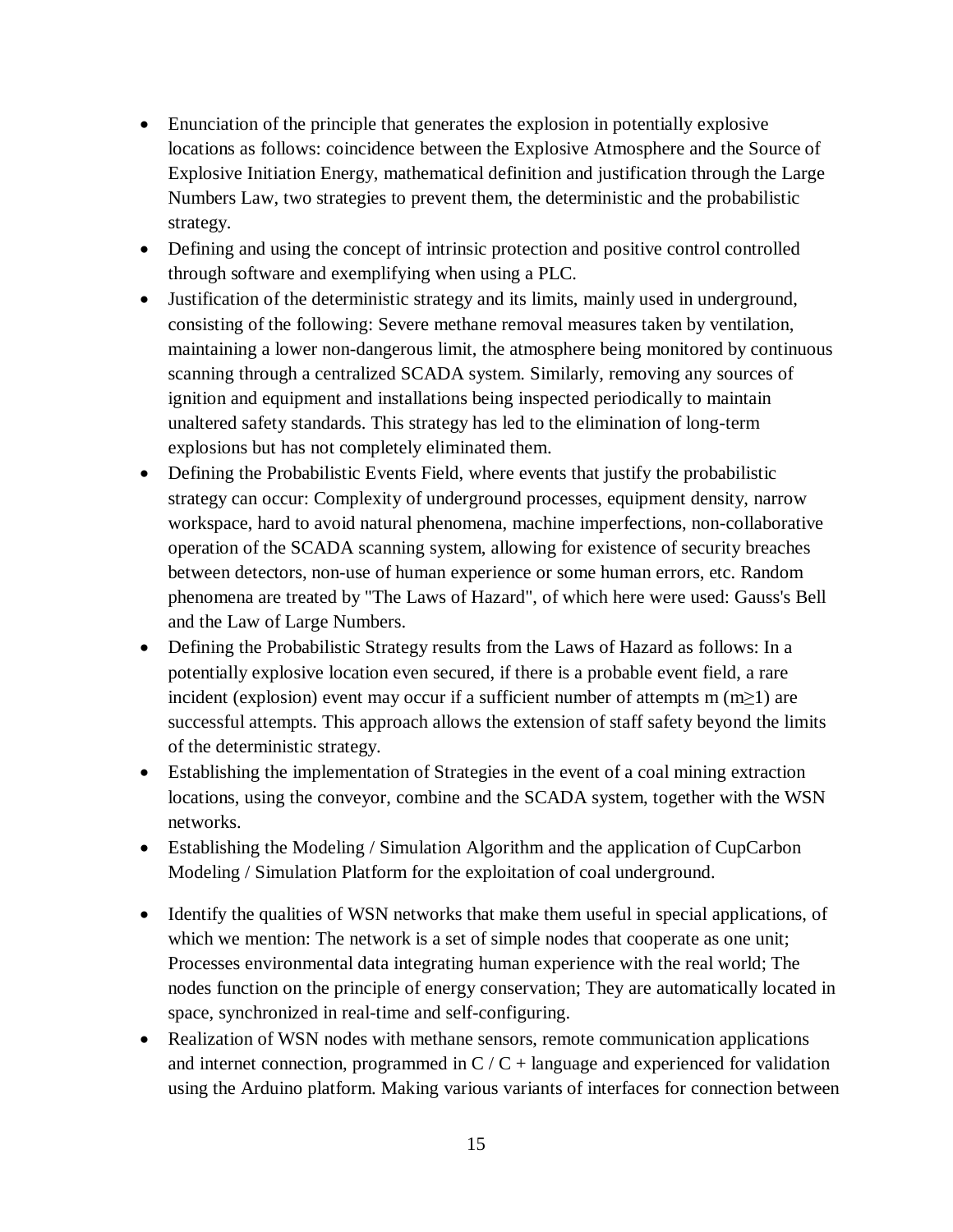- Enunciation of the principle that generates the explosion in potentially explosive locations as follows: coincidence between the Explosive Atmosphere and the Source of Explosive Initiation Energy, mathematical definition and justification through the Large Numbers Law, two strategies to prevent them, the deterministic and the probabilistic strategy.
- Defining and using the concept of intrinsic protection and positive control controlled through software and exemplifying when using a PLC.
- Justification of the deterministic strategy and its limits, mainly used in underground, consisting of the following: Severe methane removal measures taken by ventilation, maintaining a lower non-dangerous limit, the atmosphere being monitored by continuous scanning through a centralized SCADA system. Similarly, removing any sources of ignition and equipment and installations being inspected periodically to maintain unaltered safety standards. This strategy has led to the elimination of long-term explosions but has not completely eliminated them.
- Defining the Probabilistic Events Field, where events that justify the probabilistic strategy can occur: Complexity of underground processes, equipment density, narrow workspace, hard to avoid natural phenomena, machine imperfections, non-collaborative operation of the SCADA scanning system, allowing for existence of security breaches between detectors, non-use of human experience or some human errors, etc. Random phenomena are treated by "The Laws of Hazard", of which here were used: Gauss's Bell and the Law of Large Numbers.
- Defining the Probabilistic Strategy results from the Laws of Hazard as follows: In a potentially explosive location even secured, if there is a probable event field, a rare incident (explosion) event may occur if a sufficient number of attempts m ($m \geq 1$) are successful attempts. This approach allows the extension of staff safety beyond the limits of the deterministic strategy.
- Establishing the implementation of Strategies in the event of a coal mining extraction locations, using the conveyor, combine and the SCADA system, together with the WSN networks.
- Establishing the Modeling / Simulation Algorithm and the application of CupCarbon Modeling / Simulation Platform for the exploitation of coal underground.
- Identify the qualities of WSN networks that make them useful in special applications, of which we mention: The network is a set of simple nodes that cooperate as one unit; Processes environmental data integrating human experience with the real world; The nodes function on the principle of energy conservation; They are automatically located in space, synchronized in real-time and self-configuring.
- Realization of WSN nodes with methane sensors, remote communication applications and internet connection, programmed in C / C + language and experienced for validation using the Arduino platform. Making various variants of interfaces for connection between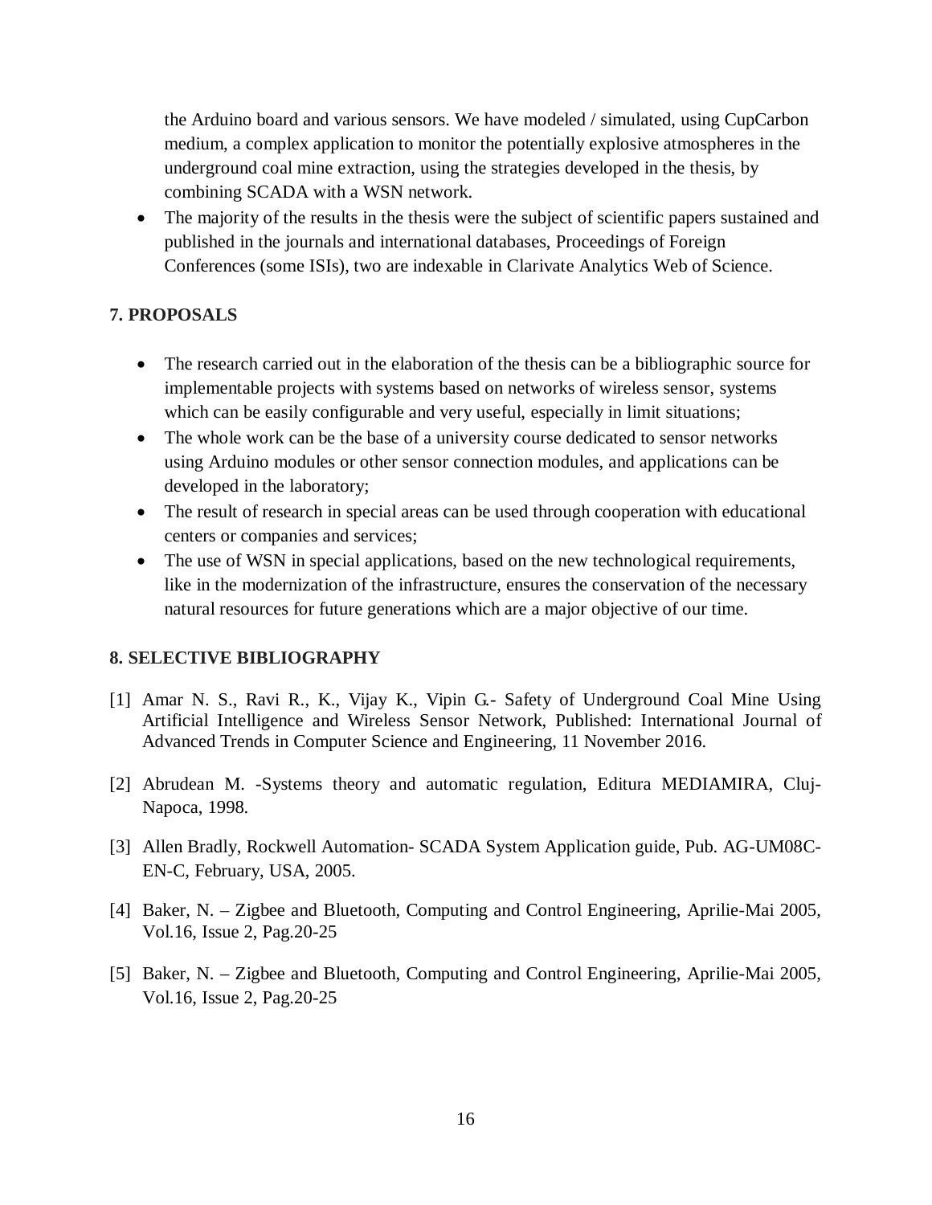the Arduino board and various sensors. We have modeled / simulated, using CupCarbon medium, a complex application to monitor the potentially explosive atmospheres in the underground coal mine extraction, using the strategies developed in the thesis, by combining SCADA with a WSN network.

- The majority of the results in the thesis were the subject of scientific papers sustained and published in the journals and international databases, Proceedings of Foreign Conferences (some ISIs), two are indexable in Clarivate Analytics Web of Science.

## 7. PROPOSALS

- The research carried out in the elaboration of the thesis can be a bibliographic source for implementable projects with systems based on networks of wireless sensor, systems which can be easily configurable and very useful, especially in limit situations;
- The whole work can be the base of a university course dedicated to sensor networks using Arduino modules or other sensor connection modules, and applications can be developed in the laboratory;
- The result of research in special areas can be used through cooperation with educational centers or companies and services;
- The use of WSN in special applications, based on the new technological requirements, like in the modernization of the infrastructure, ensures the conservation of the necessary natural resources for future generations which are a major objective of our time.

## 8. SELECTIVE BIBLIOGRAPHY

[1] Amar N. S., Ravi R., K., Vijay K., Vipin G.- Safety of Underground Coal Mine Using Artificial Intelligence and Wireless Sensor Network, Published: International Journal of Advanced Trends in Computer Science and Engineering, 11 November 2016.

[2] Abrudean M. -Systems theory and automatic regulation, Editura MEDIAMIRA, Cluj-Napoca, 1998.

[3] Allen Bradly, Rockwell Automation- SCADA System Application guide, Pub. AG-UM08C-EN-C, February, USA, 2005.

[4] Baker, N. – Zigbee and Bluetooth, Computing and Control Engineering, Aprilie-Mai 2005, Vol.16, Issue 2, Pag.20-25

[5] Baker, N. – Zigbee and Bluetooth, Computing and Control Engineering, Aprilie-Mai 2005, Vol.16, Issue 2, Pag.20-25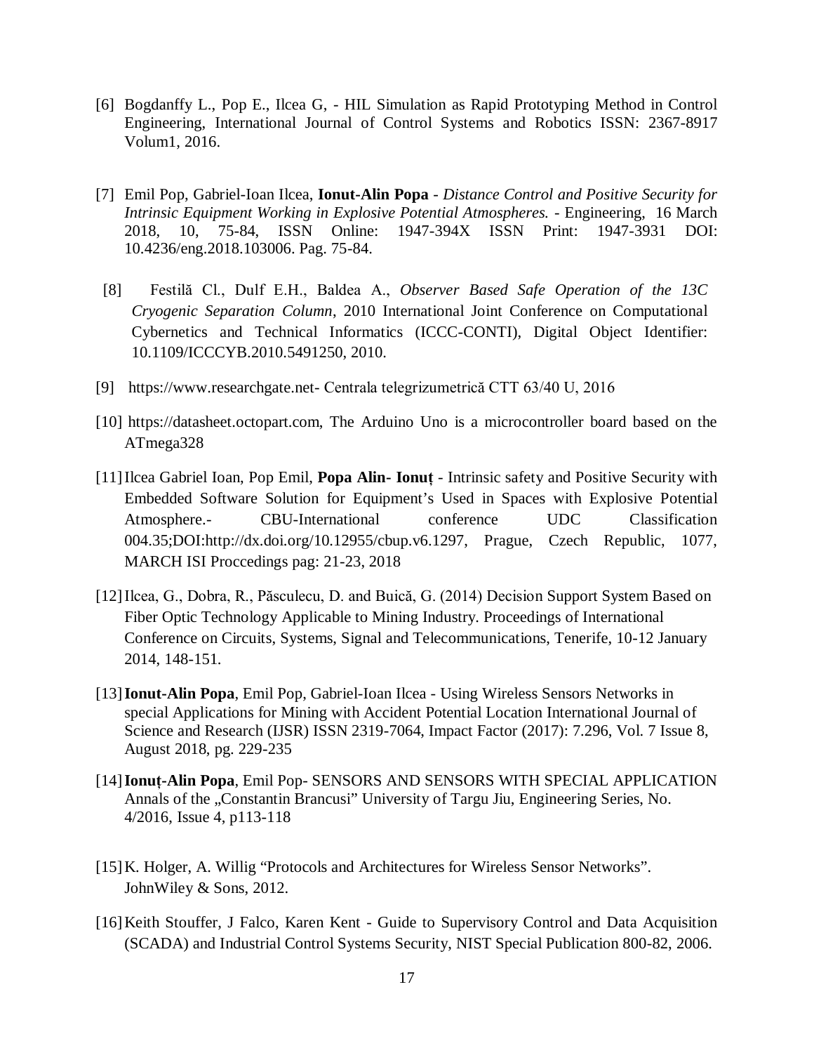[6] Bogdanffy L., Pop E., Ilcea G, - HIL Simulation as Rapid Prototyping Method in Control Engineering, International Journal of Control Systems and Robotics ISSN: 2367-8917 Volum1, 2016.

[7] Emil Pop, Gabriel-Ioan Ilcea, **Ionut-Alin Popa** - *Distance Control and Positive Security for Intrinsic Equipment Working in Explosive Potential Atmospheres.* - Engineering, 16 March 2018, 10, 75-84, ISSN Online: 1947-394X ISSN Print: 1947-3931 DOI: 10.4236/eng.2018.103006. Pag. 75-84.

[8] Festilă Cl., Dulf E.H., Baldea A., *Observer Based Safe Operation of the 13C Cryogenic Separation Column*, 2010 International Joint Conference on Computational Cybernetics and Technical Informatics (ICCC-CONTI), Digital Object Identifier: 10.1109/ICCCYB.2010.5491250, 2010.

[9] https://www.researchgate.net- Centrala telegrizumetrică CTT 63/40 U, 2016

[10] https://datasheet.octopart.com, The Arduino Uno is a microcontroller board based on the ATmega328

[11] Ilcea Gabriel Ioan, Pop Emil, **Popa Alin- Ionuț** - Intrinsic safety and Positive Security with Embedded Software Solution for Equipment's Used in Spaces with Explosive Potential Atmosphere.- CBU-International conference UDC Classification 004.35;DOI:http://dx.doi.org/10.12955/cbup.v6.1297, Prague, Czech Republic, 1077, MARCH ISI Proccedings pag: 21-23, 2018

[12] Ilcea, G., Dobra, R., Păsculecu, D. and Buică, G. (2014) Decision Support System Based on Fiber Optic Technology Applicable to Mining Industry. Proceedings of International Conference on Circuits, Systems, Signal and Telecommunications, Tenerife, 10-12 January 2014, 148-151.

[13] **Ionut-Alin Popa**, Emil Pop, Gabriel-Ioan Ilcea - Using Wireless Sensors Networks in special Applications for Mining with Accident Potential Location International Journal of Science and Research (IJSR) ISSN 2319-7064, Impact Factor (2017): 7.296, Vol. 7 Issue 8, August 2018, pg. 229-235

[14] **Ionuț-Alin Popa**, Emil Pop- SENSORS AND SENSORS WITH SPECIAL APPLICATION Annals of the „Constantin Brancusi" University of Targu Jiu, Engineering Series, No. 4/2016, Issue 4, p113-118

[15] K. Holger, A. Willig "Protocols and Architectures for Wireless Sensor Networks". JohnWiley & Sons, 2012.

[16] Keith Stouffer, J Falco, Karen Kent - Guide to Supervisory Control and Data Acquisition (SCADA) and Industrial Control Systems Security, NIST Special Publication 800-82, 2006.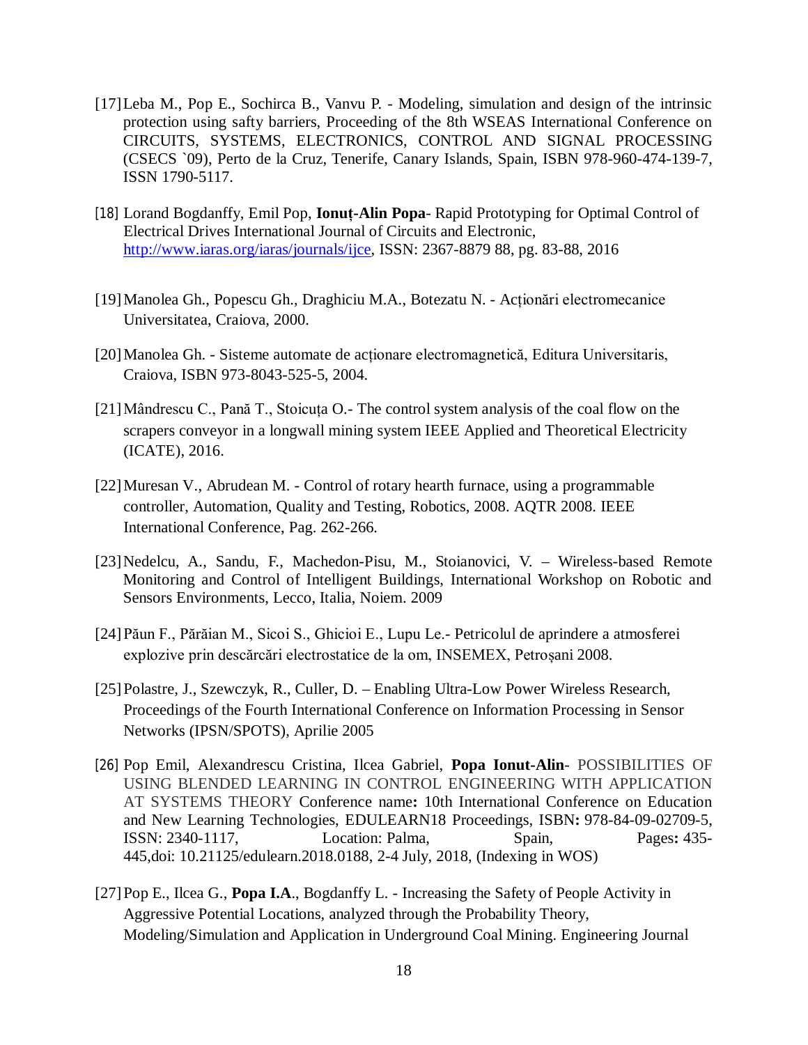[17] Leba M., Pop E., Sochirca B., Vanvu P. - Modeling, simulation and design of the intrinsic protection using safty barriers, Proceeding of the 8th WSEAS International Conference on CIRCUITS, SYSTEMS, ELECTRONICS, CONTROL AND SIGNAL PROCESSING (CSECS `09), Perto de la Cruz, Tenerife, Canary Islands, Spain, ISBN 978-960-474-139-7, ISSN 1790-5117.

[18] Lorand Bogdanffy, Emil Pop, **Ionuț-Alin Popa**- Rapid Prototyping for Optimal Control of Electrical Drives International Journal of Circuits and Electronic, http://www.iaras.org/iaras/journals/ijce, ISSN: 2367-8879 88, pg. 83-88, 2016

[19] Manolea Gh., Popescu Gh., Draghiciu M.A., Botezatu N. - Acționări electromecanice Universitatea, Craiova, 2000.

[20] Manolea Gh. - Sisteme automate de acționare electromagnetică, Editura Universitaris, Craiova, ISBN 973-8043-525-5, 2004.

[21] Mândrescu C., Pană T., Stoicuța O.- The control system analysis of the coal flow on the scrapers conveyor in a longwall mining system IEEE Applied and Theoretical Electricity (ICATE), 2016.

[22] Muresan V., Abrudean M. - Control of rotary hearth furnace, using a programmable controller, Automation, Quality and Testing, Robotics, 2008. AQTR 2008. IEEE International Conference, Pag. 262-266.

[23] Nedelcu, A., Sandu, F., Machedon-Pisu, M., Stoianovici, V. – Wireless-based Remote Monitoring and Control of Intelligent Buildings, International Workshop on Robotic and Sensors Environments, Lecco, Italia, Noiem. 2009

[24] Păun F., Părăian M., Sicoi S., Ghicioi E., Lupu Le.- Petricolul de aprindere a atmosferei explozive prin descărcări electrostatice de la om, INSEMEX, Petroșani 2008.

[25] Polastre, J., Szewczyk, R., Culler, D. – Enabling Ultra-Low Power Wireless Research, Proceedings of the Fourth International Conference on Information Processing in Sensor Networks (IPSN/SPOTS), Aprilie 2005

[26] Pop Emil, Alexandrescu Cristina, Ilcea Gabriel, **Popa Ionut-Alin**- POSSIBILITIES OF USING BLENDED LEARNING IN CONTROL ENGINEERING WITH APPLICATION AT SYSTEMS THEORY Conference name**:** 10th International Conference on Education and New Learning Technologies, EDULEARN18 Proceedings, ISBN**:** 978-84-09-02709-5, ISSN: 2340-1117, Location: Palma, Spain, Pages**:** 435-445,doi: 10.21125/edulearn.2018.0188, 2-4 July, 2018, (Indexing in WOS)

[27] Pop E., Ilcea G., **Popa I.A**., Bogdanffy L. - Increasing the Safety of People Activity in Aggressive Potential Locations, analyzed through the Probability Theory, Modeling/Simulation and Application in Underground Coal Mining. Engineering Journal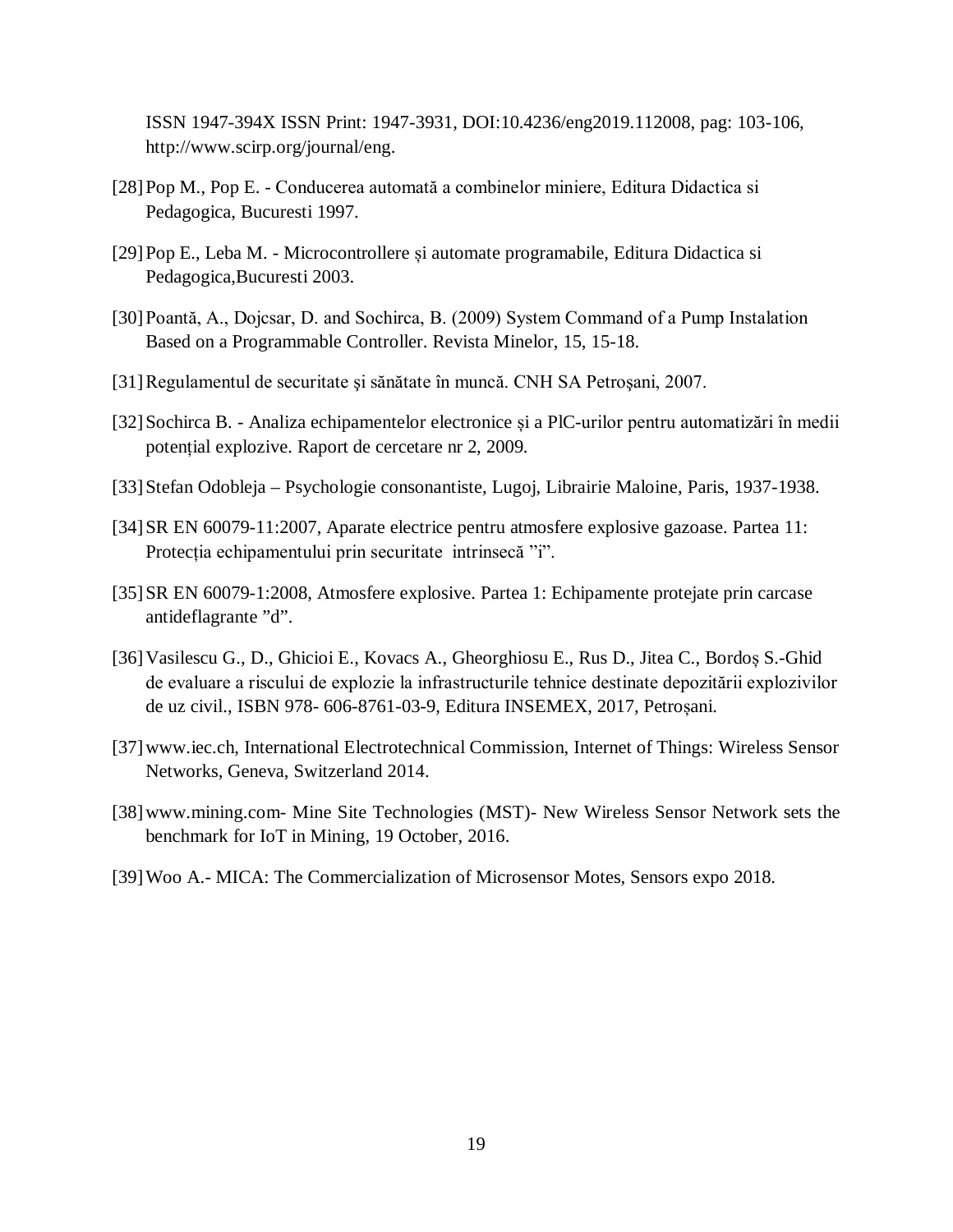ISSN 1947-394X ISSN Print: 1947-3931, DOI:10.4236/eng2019.112008, pag: 103-106, http://www.scirp.org/journal/eng.

[28] Pop M., Pop E. - Conducerea automată a combinelor miniere, Editura Didactica si Pedagogica, Bucuresti 1997.

[29] Pop E., Leba M. - Microcontrollere și automate programabile, Editura Didactica si Pedagogica,Bucuresti 2003.

[30] Poantă, A., Dojcsar, D. and Sochirca, B. (2009) System Command of a Pump Instalation Based on a Programmable Controller. Revista Minelor, 15, 15-18.

[31] Regulamentul de securitate şi sănătate în muncă. CNH SA Petroşani, 2007.

[32] Sochirca B. - Analiza echipamentelor electronice și a PlC-urilor pentru automatizări în medii potențial explozive. Raport de cercetare nr 2, 2009.

[33] Stefan Odobleja – Psychologie consonantiste, Lugoj, Librairie Maloine, Paris, 1937-1938.

[34] SR EN 60079-11:2007, Aparate electrice pentru atmosfere explosive gazoase. Partea 11: Protecția echipamentului prin securitate intrinsecă ”i”.

[35] SR EN 60079-1:2008, Atmosfere explosive. Partea 1: Echipamente protejate prin carcase antideflagrante ”d”.

[36] Vasilescu G., D., Ghicioi E., Kovacs A., Gheorghiosu E., Rus D., Jitea C., Bordoș S.-Ghid de evaluare a riscului de explozie la infrastructurile tehnice destinate depozitării explozivilor de uz civil., ISBN 978- 606-8761-03-9, Editura INSEMEX, 2017, Petroșani.

[37] www.iec.ch, International Electrotechnical Commission, Internet of Things: Wireless Sensor Networks, Geneva, Switzerland 2014.

[38] www.mining.com- Mine Site Technologies (MST)- New Wireless Sensor Network sets the benchmark for IoT in Mining, 19 October, 2016.

[39] Woo A.- MICA: The Commercialization of Microsensor Motes, Sensors expo 2018.